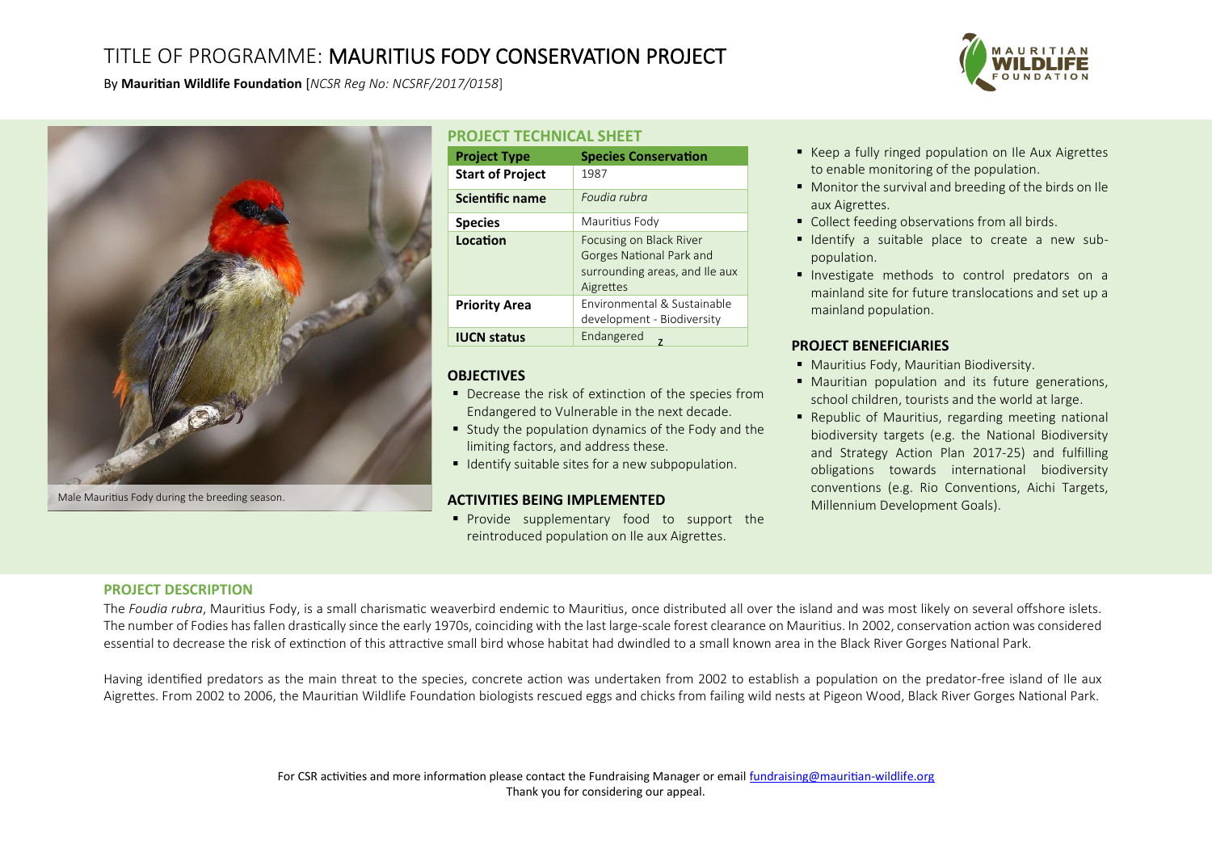# TITLE OF PROGRAMME: MAURITIUS FODY CONSERVATION PROJECT

By **Mauritian Wildlife Foundation** [*NCSR Reg No: NCSRF/2017/0158*]

Male Mauritius Fody during the breeding season.

## PROJECT TECHNICAL SHEET

| **Project Type** | **Species Conservation** |
|---|---|
| **Start of Project** | 1987 |
| **Scientific name** | *Foudia rubra* |
| **Species** | Mauritius Fody |
| **Location** | Focusing on Black River Gorges National Park and surrounding areas, and Ile aux Aigrettes |
| **Priority Area** | Environmental & Sustainable development - Biodiversity |
| **IUCN status** | Endangered z |

## OBJECTIVES

- Decrease the risk of extinction of the species from Endangered to Vulnerable in the next decade.
- Study the population dynamics of the Fody and the limiting factors, and address these.
- Identify suitable sites for a new subpopulation.

## ACTIVITIES BEING IMPLEMENTED

- Provide supplementary food to support the reintroduced population on Ile aux Aigrettes.
- Keep a fully ringed population on Ile Aux Aigrettes to enable monitoring of the population.
- Monitor the survival and breeding of the birds on Ile aux Aigrettes.
- Collect feeding observations from all birds.
- Identify a suitable place to create a new sub-population.
- Investigate methods to control predators on a mainland site for future translocations and set up a mainland population.

## PROJECT BENEFICIARIES

- Mauritius Fody, Mauritian Biodiversity.
- Mauritian population and its future generations, school children, tourists and the world at large.
- Republic of Mauritius, regarding meeting national biodiversity targets (e.g. the National Biodiversity and Strategy Action Plan 2017-25) and fulfilling obligations towards international biodiversity conventions (e.g. Rio Conventions, Aichi Targets, Millennium Development Goals).

## PROJECT DESCRIPTION

The *Foudia rubra*, Mauritius Fody, is a small charismatic weaverbird endemic to Mauritius, once distributed all over the island and was most likely on several offshore islets. The number of Fodies has fallen drastically since the early 1970s, coinciding with the last large-scale forest clearance on Mauritius. In 2002, conservation action was considered essential to decrease the risk of extinction of this attractive small bird whose habitat had dwindled to a small known area in the Black River Gorges National Park.

Having identified predators as the main threat to the species, concrete action was undertaken from 2002 to establish a population on the predator-free island of Ile aux Aigrettes. From 2002 to 2006, the Mauritian Wildlife Foundation biologists rescued eggs and chicks from failing wild nests at Pigeon Wood, Black River Gorges National Park.

For CSR activities and more information please contact the Fundraising Manager or email fundraising@mauritian-wildlife.org
Thank you for considering our appeal.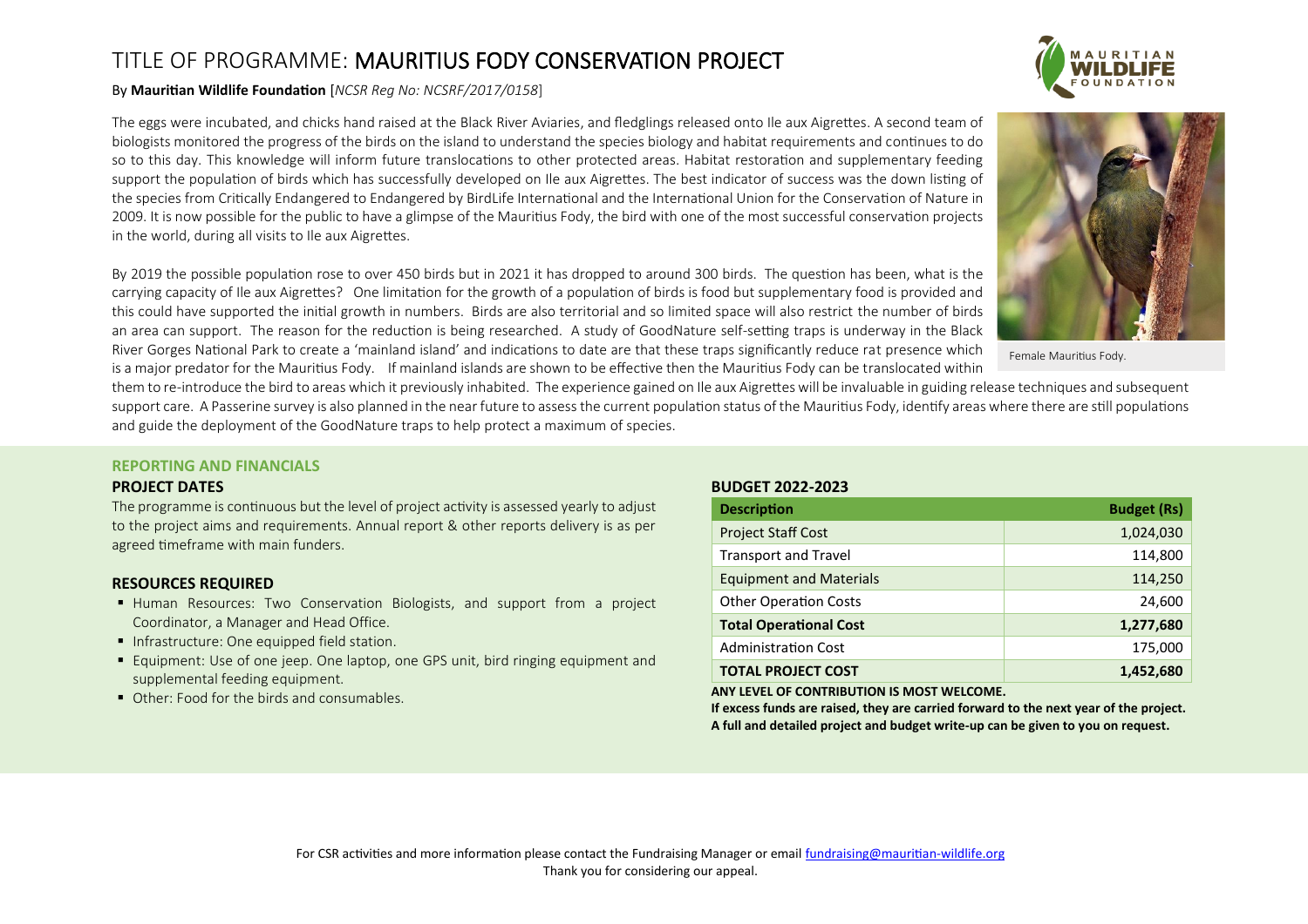# TITLE OF PROGRAMME: MAURITIUS FODY CONSERVATION PROJECT

By **Mauritian Wildlife Foundation** [*NCSR Reg No: NCSRF/2017/0158*]

The eggs were incubated, and chicks hand raised at the Black River Aviaries, and fledglings released onto Ile aux Aigrettes. A second team of biologists monitored the progress of the birds on the island to understand the species biology and habitat requirements and continues to do so to this day. This knowledge will inform future translocations to other protected areas. Habitat restoration and supplementary feeding support the population of birds which has successfully developed on Ile aux Aigrettes. The best indicator of success was the down listing of the species from Critically Endangered to Endangered by BirdLife International and the International Union for the Conservation of Nature in 2009. It is now possible for the public to have a glimpse of the Mauritius Fody, the bird with one of the most successful conservation projects in the world, during all visits to Ile aux Aigrettes.

Female Mauritius Fody.

By 2019 the possible population rose to over 450 birds but in 2021 it has dropped to around 300 birds. The question has been, what is the carrying capacity of Ile aux Aigrettes? One limitation for the growth of a population of birds is food but supplementary food is provided and this could have supported the initial growth in numbers. Birds are also territorial and so limited space will also restrict the number of birds an area can support. The reason for the reduction is being researched. A study of GoodNature self-setting traps is underway in the Black River Gorges National Park to create a 'mainland island' and indications to date are that these traps significantly reduce rat presence which is a major predator for the Mauritius Fody. If mainland islands are shown to be effective then the Mauritius Fody can be translocated within them to re-introduce the bird to areas which it previously inhabited. The experience gained on Ile aux Aigrettes will be invaluable in guiding release techniques and subsequent support care. A Passerine survey is also planned in the near future to assess the current population status of the Mauritius Fody, identify areas where there are still populations and guide the deployment of the GoodNature traps to help protect a maximum of species.

## REPORTING AND FINANCIALS

### PROJECT DATES

The programme is continuous but the level of project activity is assessed yearly to adjust to the project aims and requirements. Annual report & other reports delivery is as per agreed timeframe with main funders.

### RESOURCES REQUIRED

- Human Resources: Two Conservation Biologists, and support from a project Coordinator, a Manager and Head Office.
- Infrastructure: One equipped field station.
- Equipment: Use of one jeep. One laptop, one GPS unit, bird ringing equipment and supplemental feeding equipment.
- Other: Food for the birds and consumables.

### BUDGET 2022-2023

| Description | Budget (Rs) |
|---|---|
| Project Staff Cost | 1,024,030 |
| Transport and Travel | 114,800 |
| Equipment and Materials | 114,250 |
| Other Operation Costs | 24,600 |
| **Total Operational Cost** | **1,277,680** |
| Administration Cost | 175,000 |
| **TOTAL PROJECT COST** | **1,452,680** |

**ANY LEVEL OF CONTRIBUTION IS MOST WELCOME.**

**If excess funds are raised, they are carried forward to the next year of the project.**

**A full and detailed project and budget write-up can be given to you on request.**

For CSR activities and more information please contact the Fundraising Manager or email fundraising@mauritian-wildlife.org

Thank you for considering our appeal.